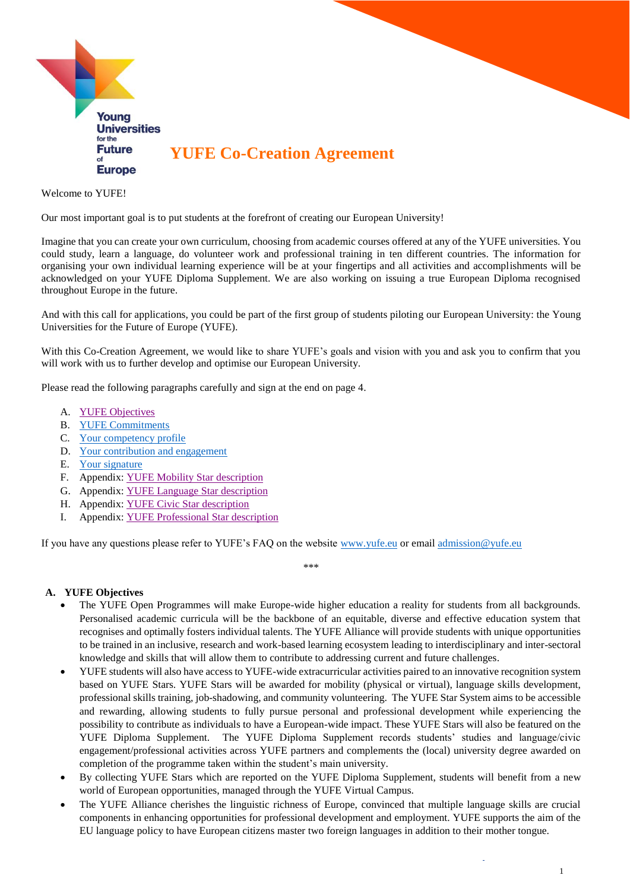# YUFE Co-Creation Agreement

Welcome to YUFE!

Our most important goal is to put students at the forefront of creating our European University!

Imagine that you can create your own curriculum, choosing from academic courses offered at any of the YUFE universities. You could study, learn a language, do volunteer work and professional training in ten different countries. The information for organising your own individual learning experience will be at your fingertips and all activities and accomplishments will be acknowledged on your YUFE Diploma Supplement. We are also working on issuing a true European Diploma recognised throughout Europe in the future.

And with this call for applications, you could be part of the first group of students piloting our European University: the Young Universities for the Future of Europe (YUFE).

With this Co-Creation Agreement, we would like to share YUFE's goals and vision with you and ask you to confirm that you will work with us to further develop and optimise our European University.

Please read the following paragraphs carefully and sign at the end on page 4.

A. YUFE Objectives
B. YUFE Commitments
C. Your competency profile
D. Your contribution and engagement
E. Your signature
F. Appendix: YUFE Mobility Star description
G. Appendix: YUFE Language Star description
H. Appendix: YUFE Civic Star description
I. Appendix: YUFE Professional Star description

If you have any questions please refer to YUFE's FAQ on the website www.yufe.eu or email admission@yufe.eu

\*\*\*

## A. YUFE Objectives

- The YUFE Open Programmes will make Europe-wide higher education a reality for students from all backgrounds. Personalised academic curricula will be the backbone of an equitable, diverse and effective education system that recognises and optimally fosters individual talents. The YUFE Alliance will provide students with unique opportunities to be trained in an inclusive, research and work-based learning ecosystem leading to interdisciplinary and inter-sectoral knowledge and skills that will allow them to contribute to addressing current and future challenges.
- YUFE students will also have access to YUFE-wide extracurricular activities paired to an innovative recognition system based on YUFE Stars. YUFE Stars will be awarded for mobility (physical or virtual), language skills development, professional skills training, job-shadowing, and community volunteering. The YUFE Star System aims to be accessible and rewarding, allowing students to fully pursue personal and professional development while experiencing the possibility to contribute as individuals to have a European-wide impact. These YUFE Stars will also be featured on the YUFE Diploma Supplement. The YUFE Diploma Supplement records students' studies and language/civic engagement/professional activities across YUFE partners and complements the (local) university degree awarded on completion of the programme taken within the student's main university.
- By collecting YUFE Stars which are reported on the YUFE Diploma Supplement, students will benefit from a new world of European opportunities, managed through the YUFE Virtual Campus.
- The YUFE Alliance cherishes the linguistic richness of Europe, convinced that multiple language skills are crucial components in enhancing opportunities for professional development and employment. YUFE supports the aim of the EU language policy to have European citizens master two foreign languages in addition to their mother tongue.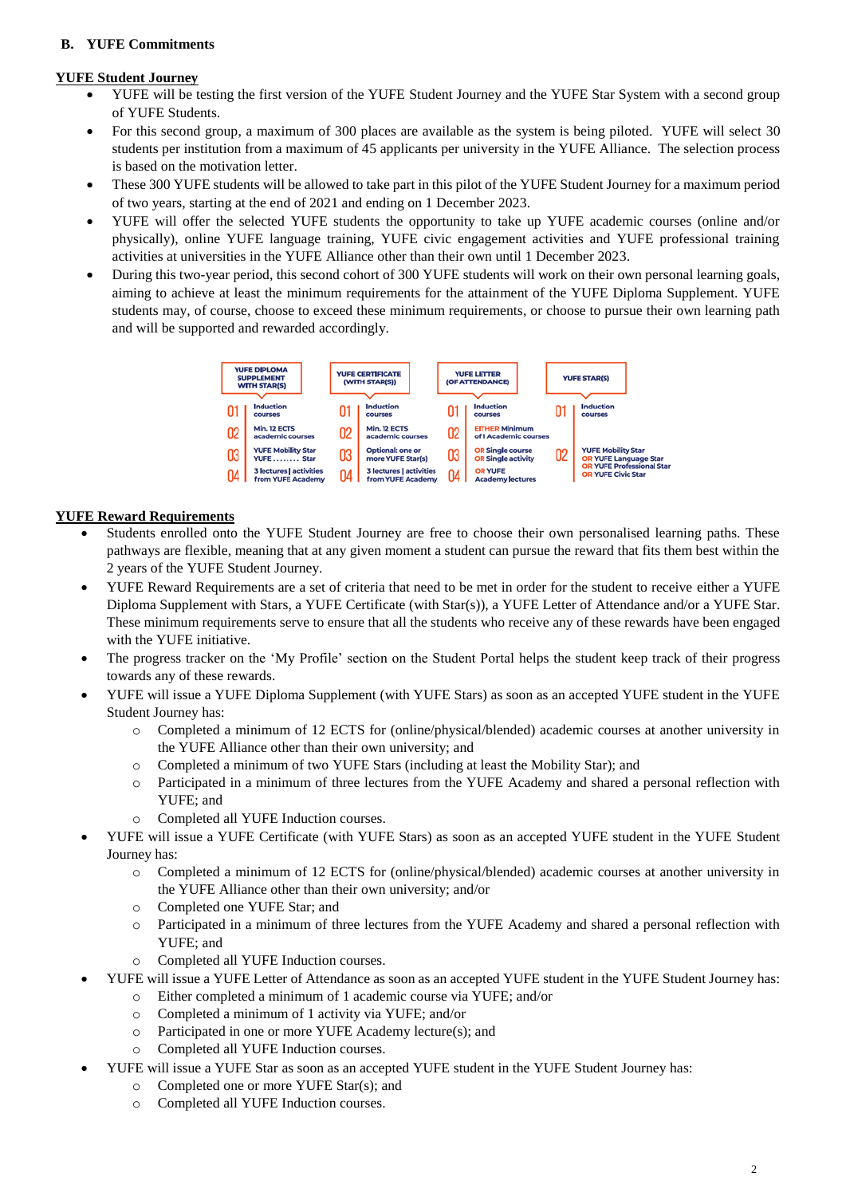## B. YUFE Commitments

### YUFE Student Journey

- YUFE will be testing the first version of the YUFE Student Journey and the YUFE Star System with a second group of YUFE Students.
- For this second group, a maximum of 300 places are available as the system is being piloted. YUFE will select 30 students per institution from a maximum of 45 applicants per university in the YUFE Alliance. The selection process is based on the motivation letter.
- These 300 YUFE students will be allowed to take part in this pilot of the YUFE Student Journey for a maximum period of two years, starting at the end of 2021 and ending on 1 December 2023.
- YUFE will offer the selected YUFE students the opportunity to take up YUFE academic courses (online and/or physically), online YUFE language training, YUFE civic engagement activities and YUFE professional training activities at universities in the YUFE Alliance other than their own until 1 December 2023.
- During this two-year period, this second cohort of 300 YUFE students will work on their own personal learning goals, aiming to achieve at least the minimum requirements for the attainment of the YUFE Diploma Supplement. YUFE students may, of course, choose to exceed these minimum requirements, or choose to pursue their own learning path and will be supported and rewarded accordingly.

| YUFE DIPLOMA SUPPLEMENT WITH STAR(S) | YUFE CERTIFICATE (WITH STAR(S)) | YUFE LETTER (OF ATTENDANCE) | YUFE STAR(S) |
|---|---|---|---|
| 01 Induction courses | 01 Induction courses | 01 Induction courses | 01 Induction courses |
| 02 Min. 12 ECTS academic courses | 02 Min. 12 ECTS academic courses | 02 EITHER Minimum of 1 Academic courses | 02 YUFE Mobility Star OR YUFE Language Star OR YUFE Professional Star OR YUFE Civic Star |
| 03 YUFE Mobility Star YUFE ........ Star | 03 Optional: one or more YUFE Star(s) | 03 OR Single course OR Single activity | |
| 04 3 lectures \| activities from YUFE Academy | 04 3 lectures \| activities from YUFE Academy | 04 OR YUFE Academy lectures | |

### YUFE Reward Requirements

- Students enrolled onto the YUFE Student Journey are free to choose their own personalised learning paths. These pathways are flexible, meaning that at any given moment a student can pursue the reward that fits them best within the 2 years of the YUFE Student Journey.
- YUFE Reward Requirements are a set of criteria that need to be met in order for the student to receive either a YUFE Diploma Supplement with Stars, a YUFE Certificate (with Star(s)), a YUFE Letter of Attendance and/or a YUFE Star. These minimum requirements serve to ensure that all the students who receive any of these rewards have been engaged with the YUFE initiative.
- The progress tracker on the 'My Profile' section on the Student Portal helps the student keep track of their progress towards any of these rewards.
- YUFE will issue a YUFE Diploma Supplement (with YUFE Stars) as soon as an accepted YUFE student in the YUFE Student Journey has:
  - Completed a minimum of 12 ECTS for (online/physical/blended) academic courses at another university in the YUFE Alliance other than their own university; and
  - Completed a minimum of two YUFE Stars (including at least the Mobility Star); and
  - Participated in a minimum of three lectures from the YUFE Academy and shared a personal reflection with YUFE; and
  - Completed all YUFE Induction courses.
- YUFE will issue a YUFE Certificate (with YUFE Stars) as soon as an accepted YUFE student in the YUFE Student Journey has:
  - Completed a minimum of 12 ECTS for (online/physical/blended) academic courses at another university in the YUFE Alliance other than their own university; and/or
  - Completed one YUFE Star; and
  - Participated in a minimum of three lectures from the YUFE Academy and shared a personal reflection with YUFE; and
  - Completed all YUFE Induction courses.
- YUFE will issue a YUFE Letter of Attendance as soon as an accepted YUFE student in the YUFE Student Journey has:
  - Either completed a minimum of 1 academic course via YUFE; and/or
  - Completed a minimum of 1 activity via YUFE; and/or
  - Participated in one or more YUFE Academy lecture(s); and
  - Completed all YUFE Induction courses.
- YUFE will issue a YUFE Star as soon as an accepted YUFE student in the YUFE Student Journey has:
  - Completed one or more YUFE Star(s); and
  - Completed all YUFE Induction courses.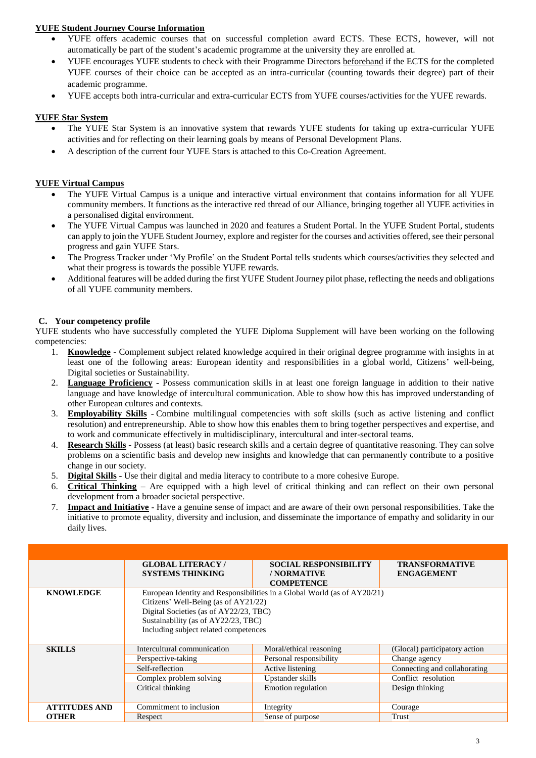**<u>YUFE Student Journey Course Information</u>**

- YUFE offers academic courses that on successful completion award ECTS. These ECTS, however, will not automatically be part of the student's academic programme at the university they are enrolled at.
- YUFE encourages YUFE students to check with their Programme Directors <u>beforehand</u> if the ECTS for the completed YUFE courses of their choice can be accepted as an intra-curricular (counting towards their degree) part of their academic programme.
- YUFE accepts both intra-curricular and extra-curricular ECTS from YUFE courses/activities for the YUFE rewards.

**<u>YUFE Star System</u>**

- The YUFE Star System is an innovative system that rewards YUFE students for taking up extra-curricular YUFE activities and for reflecting on their learning goals by means of Personal Development Plans.
- A description of the current four YUFE Stars is attached to this Co-Creation Agreement.

**<u>YUFE Virtual Campus</u>**

- The YUFE Virtual Campus is a unique and interactive virtual environment that contains information for all YUFE community members. It functions as the interactive red thread of our Alliance, bringing together all YUFE activities in a personalised digital environment.
- The YUFE Virtual Campus was launched in 2020 and features a Student Portal. In the YUFE Student Portal, students can apply to join the YUFE Student Journey, explore and register for the courses and activities offered, see their personal progress and gain YUFE Stars.
- The Progress Tracker under 'My Profile' on the Student Portal tells students which courses/activities they selected and what their progress is towards the possible YUFE rewards.
- Additional features will be added during the first YUFE Student Journey pilot phase, reflecting the needs and obligations of all YUFE community members.

## C. Your competency profile

YUFE students who have successfully completed the YUFE Diploma Supplement will have been working on the following competencies:

1. **<u>Knowledge</u>** - Complement subject related knowledge acquired in their original degree programme with insights in at least one of the following areas: European identity and responsibilities in a global world, Citizens' well-being, Digital societies or Sustainability.
2. **<u>Language Proficiency</u>** - Possess communication skills in at least one foreign language in addition to their native language and have knowledge of intercultural communication. Able to show how this has improved understanding of other European cultures and contexts.
3. **<u>Employability Skills</u>** - Combine multilingual competencies with soft skills (such as active listening and conflict resolution) and entrepreneurship. Able to show how this enables them to bring together perspectives and expertise, and to work and communicate effectively in multidisciplinary, intercultural and inter-sectoral teams.
4. **<u>Research Skills</u>** - Possess (at least) basic research skills and a certain degree of quantitative reasoning. They can solve problems on a scientific basis and develop new insights and knowledge that can permanently contribute to a positive change in our society.
5. **<u>Digital Skills</u>** - Use their digital and media literacy to contribute to a more cohesive Europe.
6. **<u>Critical Thinking</u>** – Are equipped with a high level of critical thinking and can reflect on their own personal development from a broader societal perspective.
7. **<u>Impact and Initiative</u>** - Have a genuine sense of impact and are aware of their own personal responsibilities. Take the initiative to promote equality, diversity and inclusion, and disseminate the importance of empathy and solidarity in our daily lives.

| | **GLOBAL LITERACY / SYSTEMS THINKING** | **SOCIAL RESPONSIBILITY / NORMATIVE COMPETENCE** | **TRANSFORMATIVE ENGAGEMENT** |
|---|---|---|---|
| **KNOWLEDGE** | European Identity and Responsibilities in a Global World (as of AY20/21)<br>Citizens' Well-Being (as of AY21/22)<br>Digital Societies (as of AY22/23, TBC)<br>Sustainability (as of AY22/23, TBC)<br>Including subject related competences | | |
| **SKILLS** | Intercultural communication | Moral/ethical reasoning | (Glocal) participatory action |
| | Perspective-taking | Personal responsibility | Change agency |
| | Self-reflection | Active listening | Connecting and collaborating |
| | Complex problem solving | Upstander skills | Conflict resolution |
| | Critical thinking | Emotion regulation | Design thinking |
| **ATTITUDES AND OTHER** | Commitment to inclusion | Integrity | Courage |
| | Respect | Sense of purpose | Trust |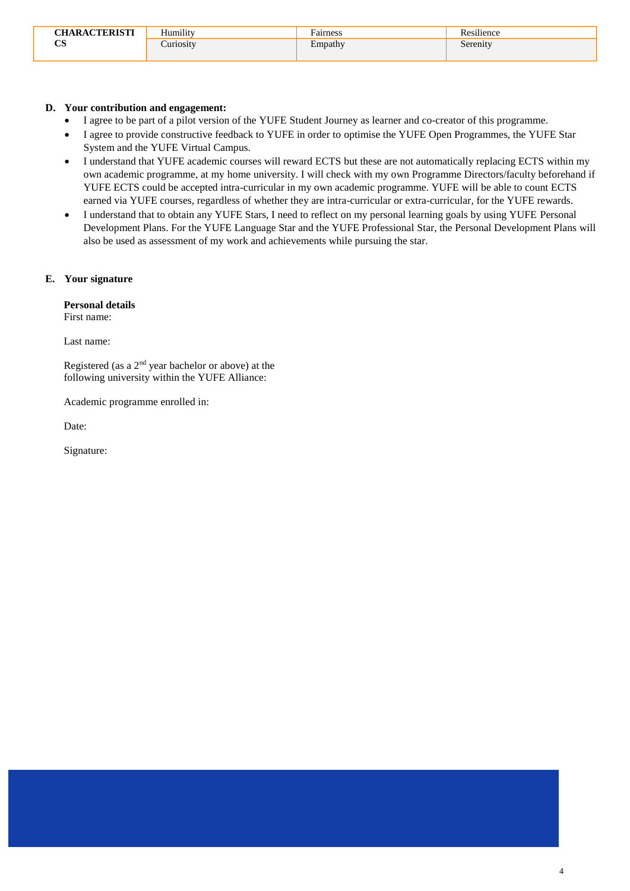| CHARACTERISTICS | Humility | Fairness | Resilience |
|---|---|---|---|
| | Curiosity | Empathy | Serenity |

**D. Your contribution and engagement:**

- I agree to be part of a pilot version of the YUFE Student Journey as learner and co-creator of this programme.
- I agree to provide constructive feedback to YUFE in order to optimise the YUFE Open Programmes, the YUFE Star System and the YUFE Virtual Campus.
- I understand that YUFE academic courses will reward ECTS but these are not automatically replacing ECTS within my own academic programme, at my home university. I will check with my own Programme Directors/faculty beforehand if YUFE ECTS could be accepted intra-curricular in my own academic programme. YUFE will be able to count ECTS earned via YUFE courses, regardless of whether they are intra-curricular or extra-curricular, for the YUFE rewards.
- I understand that to obtain any YUFE Stars, I need to reflect on my personal learning goals by using YUFE Personal Development Plans. For the YUFE Language Star and the YUFE Professional Star, the Personal Development Plans will also be used as assessment of my work and achievements while pursuing the star.

**E. Your signature**

**Personal details**
First name:

Last name:

Registered (as a 2nd year bachelor or above) at the following university within the YUFE Alliance:

Academic programme enrolled in:

Date:

Signature: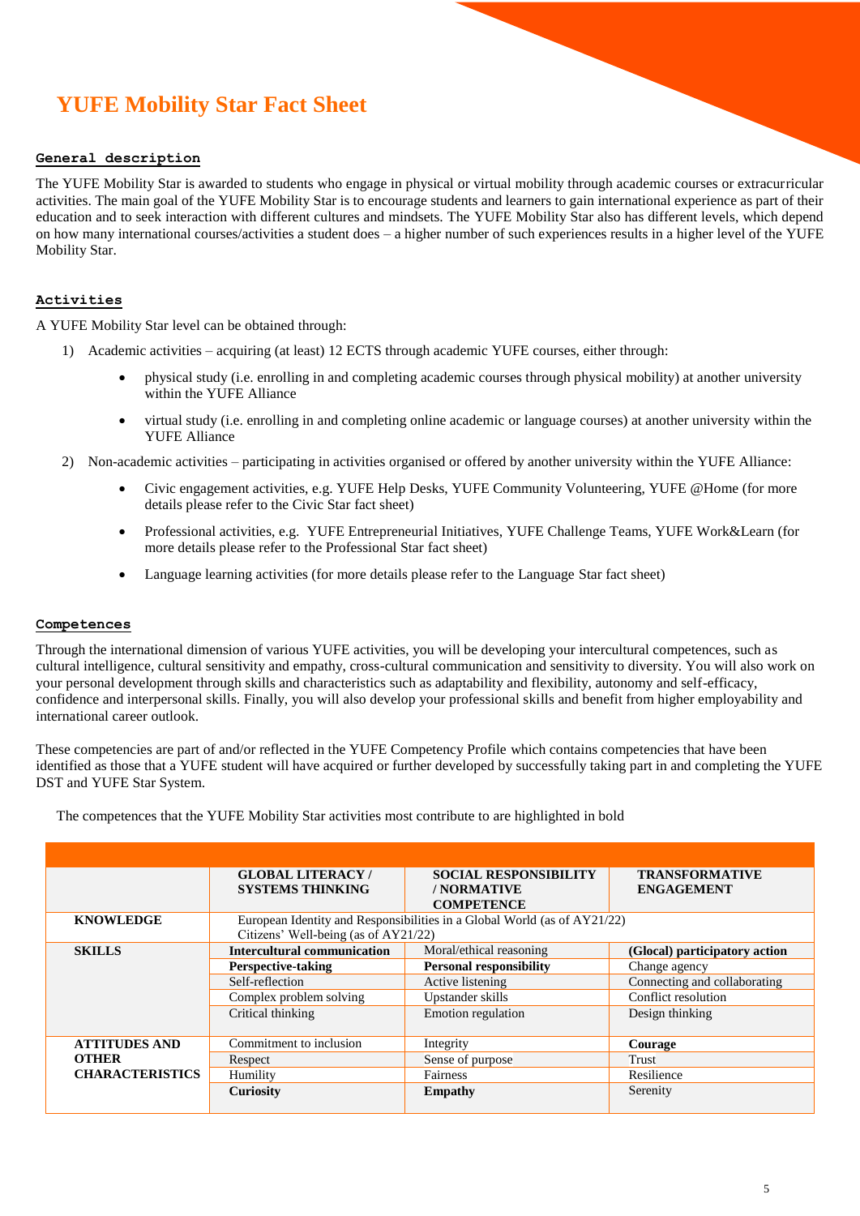# YUFE Mobility Star Fact Sheet

## General description

The YUFE Mobility Star is awarded to students who engage in physical or virtual mobility through academic courses or extracurricular activities. The main goal of the YUFE Mobility Star is to encourage students and learners to gain international experience as part of their education and to seek interaction with different cultures and mindsets. The YUFE Mobility Star also has different levels, which depend on how many international courses/activities a student does – a higher number of such experiences results in a higher level of the YUFE Mobility Star.

## Activities

A YUFE Mobility Star level can be obtained through:

1) Academic activities – acquiring (at least) 12 ECTS through academic YUFE courses, either through:
   - physical study (i.e. enrolling in and completing academic courses through physical mobility) at another university within the YUFE Alliance
   - virtual study (i.e. enrolling in and completing online academic or language courses) at another university within the YUFE Alliance
2) Non-academic activities – participating in activities organised or offered by another university within the YUFE Alliance:
   - Civic engagement activities, e.g. YUFE Help Desks, YUFE Community Volunteering, YUFE @Home (for more details please refer to the Civic Star fact sheet)
   - Professional activities, e.g. YUFE Entrepreneurial Initiatives, YUFE Challenge Teams, YUFE Work&Learn (for more details please refer to the Professional Star fact sheet)
   - Language learning activities (for more details please refer to the Language Star fact sheet)

## Competences

Through the international dimension of various YUFE activities, you will be developing your intercultural competences, such as cultural intelligence, cultural sensitivity and empathy, cross-cultural communication and sensitivity to diversity. You will also work on your personal development through skills and characteristics such as adaptability and flexibility, autonomy and self-efficacy, confidence and interpersonal skills. Finally, you will also develop your professional skills and benefit from higher employability and international career outlook.

These competencies are part of and/or reflected in the YUFE Competency Profile which contains competencies that have been identified as those that a YUFE student will have acquired or further developed by successfully taking part in and completing the YUFE DST and YUFE Star System.

The competences that the YUFE Mobility Star activities most contribute to are highlighted in bold

| | GLOBAL LITERACY / SYSTEMS THINKING | SOCIAL RESPONSIBILITY / NORMATIVE COMPETENCE | TRANSFORMATIVE ENGAGEMENT |
|---|---|---|---|
| **KNOWLEDGE** | European Identity and Responsibilities in a Global World (as of AY21/22)<br>Citizens' Well-being (as of AY21/22) | | |
| **SKILLS** | **Intercultural communication** | Moral/ethical reasoning | **(Glocal) participatory action** |
| | **Perspective-taking** | **Personal responsibility** | Change agency |
| | Self-reflection | Active listening | Connecting and collaborating |
| | Complex problem solving | Upstander skills | Conflict resolution |
| | Critical thinking | Emotion regulation | Design thinking |
| **ATTITUDES AND OTHER CHARACTERISTICS** | Commitment to inclusion | Integrity | **Courage** |
| | Respect | Sense of purpose | Trust |
| | Humility | Fairness | Resilience |
| | **Curiosity** | **Empathy** | Serenity |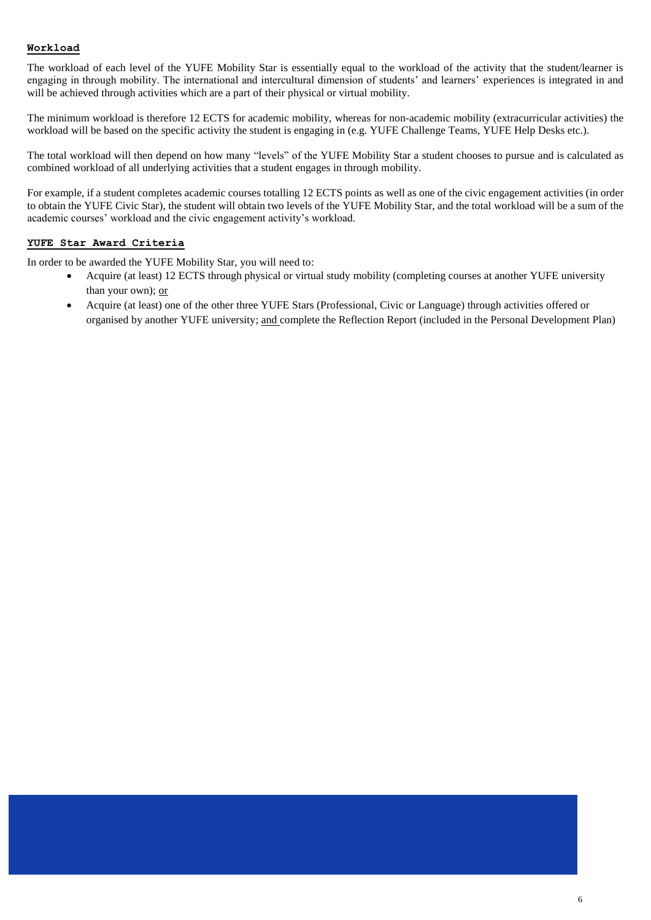## Workload

The workload of each level of the YUFE Mobility Star is essentially equal to the workload of the activity that the student/learner is engaging in through mobility. The international and intercultural dimension of students' and learners' experiences is integrated in and will be achieved through activities which are a part of their physical or virtual mobility.

The minimum workload is therefore 12 ECTS for academic mobility, whereas for non-academic mobility (extracurricular activities) the workload will be based on the specific activity the student is engaging in (e.g. YUFE Challenge Teams, YUFE Help Desks etc.).

The total workload will then depend on how many "levels" of the YUFE Mobility Star a student chooses to pursue and is calculated as combined workload of all underlying activities that a student engages in through mobility.

For example, if a student completes academic courses totalling 12 ECTS points as well as one of the civic engagement activities (in order to obtain the YUFE Civic Star), the student will obtain two levels of the YUFE Mobility Star, and the total workload will be a sum of the academic courses' workload and the civic engagement activity's workload.

## YUFE Star Award Criteria

In order to be awarded the YUFE Mobility Star, you will need to:

- Acquire (at least) 12 ECTS through physical or virtual study mobility (completing courses at another YUFE university than your own); or
- Acquire (at least) one of the other three YUFE Stars (Professional, Civic or Language) through activities offered or organised by another YUFE university; and complete the Reflection Report (included in the Personal Development Plan)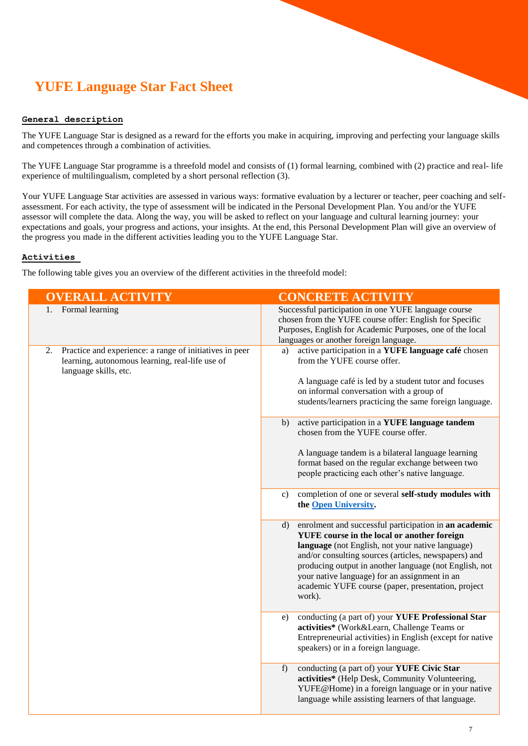# YUFE Language Star Fact Sheet

**General description**

The YUFE Language Star is designed as a reward for the efforts you make in acquiring, improving and perfecting your language skills and competences through a combination of activities.

The YUFE Language Star programme is a threefold model and consists of (1) formal learning, combined with (2) practice and real- life experience of multilingualism, completed by a short personal reflection (3).

Your YUFE Language Star activities are assessed in various ways: formative evaluation by a lecturer or teacher, peer coaching and self-assessment. For each activity, the type of assessment will be indicated in the Personal Development Plan. You and/or the YUFE assessor will complete the data. Along the way, you will be asked to reflect on your language and cultural learning journey: your expectations and goals, your progress and actions, your insights. At the end, this Personal Development Plan will give an overview of the progress you made in the different activities leading you to the YUFE Language Star.

**Activities**

The following table gives you an overview of the different activities in the threefold model:

| OVERALL ACTIVITY | CONCRETE ACTIVITY |
|---|---|
| 1. Formal learning | Successful participation in one YUFE language course chosen from the YUFE course offer: English for Specific Purposes, English for Academic Purposes, one of the local languages or another foreign language. |
| 2. Practice and experience: a range of initiatives in peer learning, autonomous learning, real-life use of language skills, etc. | a) active participation in a **YUFE language café** chosen from the YUFE course offer.<br><br>A language café is led by a student tutor and focuses on informal conversation with a group of students/learners practicing the same foreign language. |
| | b) active participation in a **YUFE language tandem** chosen from the YUFE course offer.<br><br>A language tandem is a bilateral language learning format based on the regular exchange between two people practicing each other's native language. |
| | c) completion of one or several **self-study modules with the Open University.** |
| | d) enrolment and successful participation in **an academic YUFE course in the local or another foreign language** (not English, not your native language) and/or consulting sources (articles, newspapers) and producing output in another language (not English, not your native language) for an assignment in an academic YUFE course (paper, presentation, project work). |
| | e) conducting (a part of) your **YUFE Professional Star activities*** (Work&Learn, Challenge Teams or Entrepreneurial activities) in English (except for native speakers) or in a foreign language. |
| | f) conducting (a part of) your **YUFE Civic Star activities*** (Help Desk, Community Volunteering, YUFE@Home) in a foreign language or in your native language while assisting learners of that language. |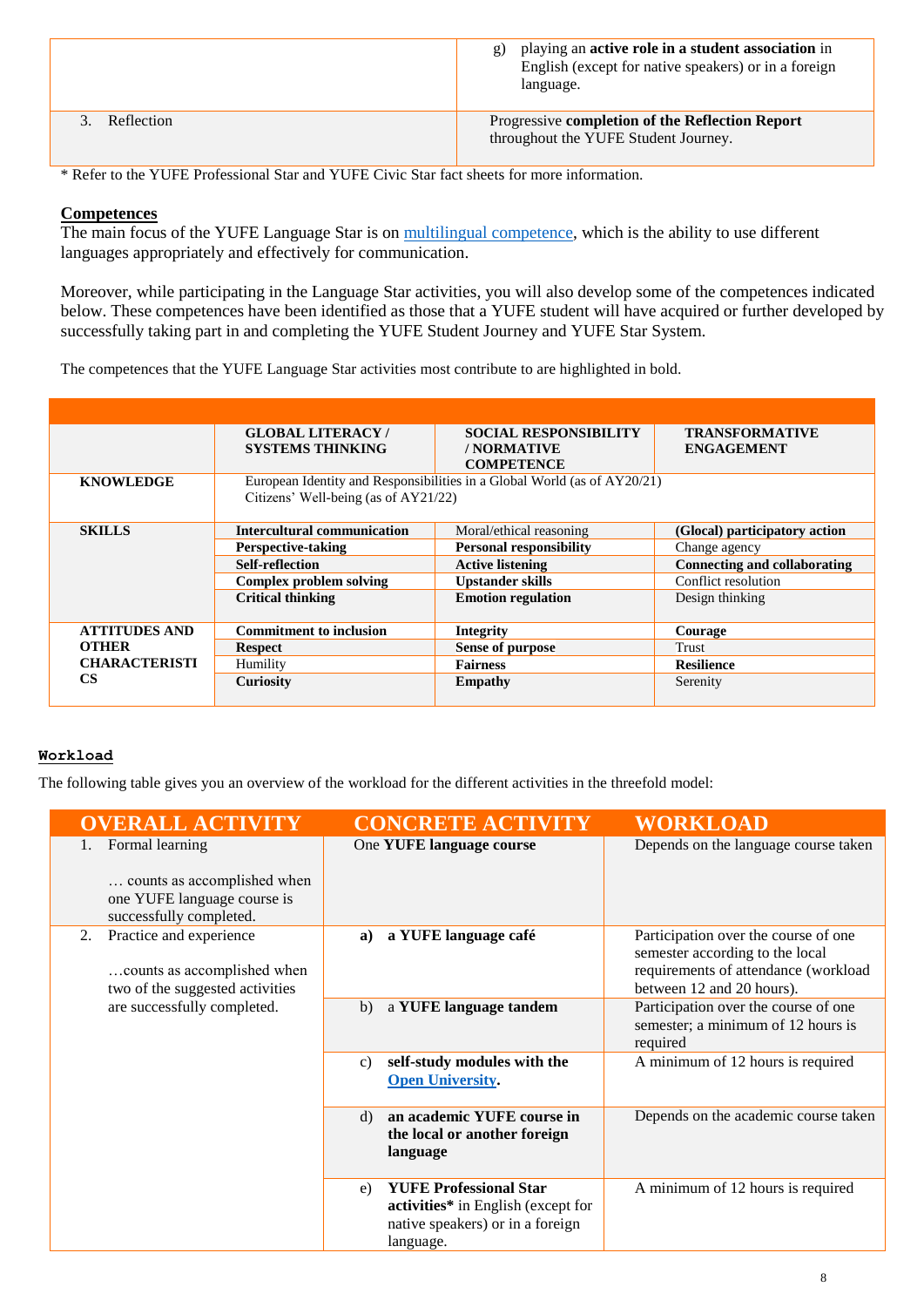| | |
|---|---|
| | g) playing an **active role in a student association** in English (except for native speakers) or in a foreign language. |
| 3. Reflection | Progressive **completion of the Reflection Report** throughout the YUFE Student Journey. |

* Refer to the YUFE Professional Star and YUFE Civic Star fact sheets for more information.

## Competences

The main focus of the YUFE Language Star is on [multilingual competence](), which is the ability to use different languages appropriately and effectively for communication.

Moreover, while participating in the Language Star activities, you will also develop some of the competences indicated below. These competences have been identified as those that a YUFE student will have acquired or further developed by successfully taking part in and completing the YUFE Student Journey and YUFE Star System.

The competences that the YUFE Language Star activities most contribute to are highlighted in bold.

| | GLOBAL LITERACY / SYSTEMS THINKING | SOCIAL RESPONSIBILITY / NORMATIVE COMPETENCE | TRANSFORMATIVE ENGAGEMENT |
|---|---|---|---|
| **KNOWLEDGE** | European Identity and Responsibilities in a Global World (as of AY20/21)<br>Citizens' Well-being (as of AY21/22) | | |
| **SKILLS** | **Intercultural communication** | Moral/ethical reasoning | **(Glocal) participatory action** |
| | **Perspective-taking** | **Personal responsibility** | Change agency |
| | **Self-reflection** | **Active listening** | **Connecting and collaborating** |
| | **Complex problem solving** | **Upstander skills** | Conflict resolution |
| | **Critical thinking** | **Emotion regulation** | Design thinking |
| **ATTITUDES AND OTHER CHARACTERISTICS** | **Commitment to inclusion** | **Integrity** | **Courage** |
| | **Respect** | **Sense of purpose** | Trust |
| | Humility | **Fairness** | **Resilience** |
| | **Curiosity** | **Empathy** | Serenity |

## Workload

The following table gives you an overview of the workload for the different activities in the threefold model:

| OVERALL ACTIVITY | CONCRETE ACTIVITY | WORKLOAD |
|---|---|---|
| 1. Formal learning<br><br>… counts as accomplished when one YUFE language course is successfully completed. | One **YUFE language course** | Depends on the language course taken |
| 2. Practice and experience<br><br>…counts as accomplished when two of the suggested activities are successfully completed. | **a) a YUFE language café** | Participation over the course of one semester according to the local requirements of attendance (workload between 12 and 20 hours). |
| | b) **a YUFE language tandem** | Participation over the course of one semester; a minimum of 12 hours is required |
| | c) **self-study modules with the [Open University]().** | A minimum of 12 hours is required |
| | d) **an academic YUFE course in the local or another foreign language** | Depends on the academic course taken |
| | e) **YUFE Professional Star activities*** in English (except for native speakers) or in a foreign language. | A minimum of 12 hours is required |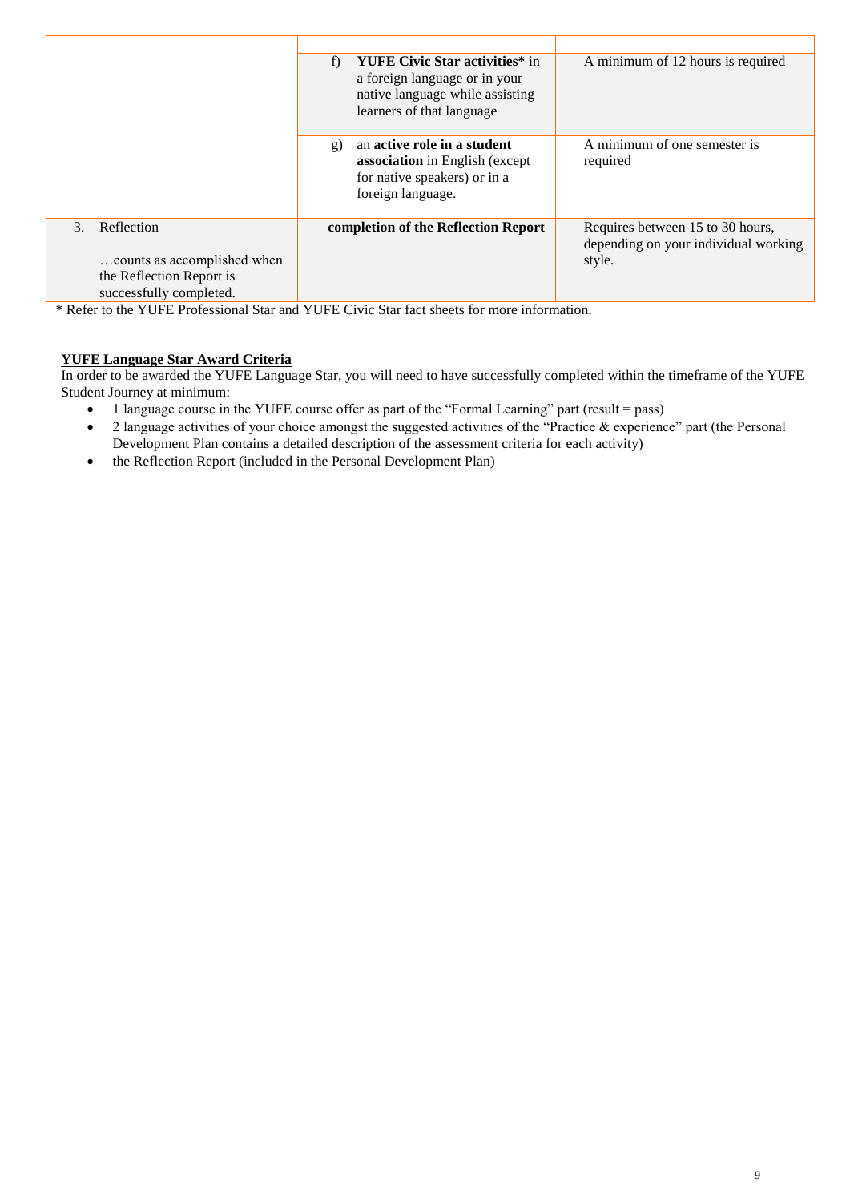| | | |
|---|---|---|
| | f) **YUFE Civic Star activities*** in a foreign language or in your native language while assisting learners of that language | A minimum of 12 hours is required |
| | g) an **active role in a student association** in English (except for native speakers) or in a foreign language. | A minimum of one semester is required |
| 3. Reflection<br><br>…counts as accomplished when the Reflection Report is successfully completed. | **completion of the Reflection Report** | Requires between 15 to 30 hours, depending on your individual working style. |

* Refer to the YUFE Professional Star and YUFE Civic Star fact sheets for more information.

**YUFE Language Star Award Criteria**

In order to be awarded the YUFE Language Star, you will need to have successfully completed within the timeframe of the YUFE Student Journey at minimum:

- 1 language course in the YUFE course offer as part of the “Formal Learning” part (result = pass)
- 2 language activities of your choice amongst the suggested activities of the “Practice & experience” part (the Personal Development Plan contains a detailed description of the assessment criteria for each activity)
- the Reflection Report (included in the Personal Development Plan)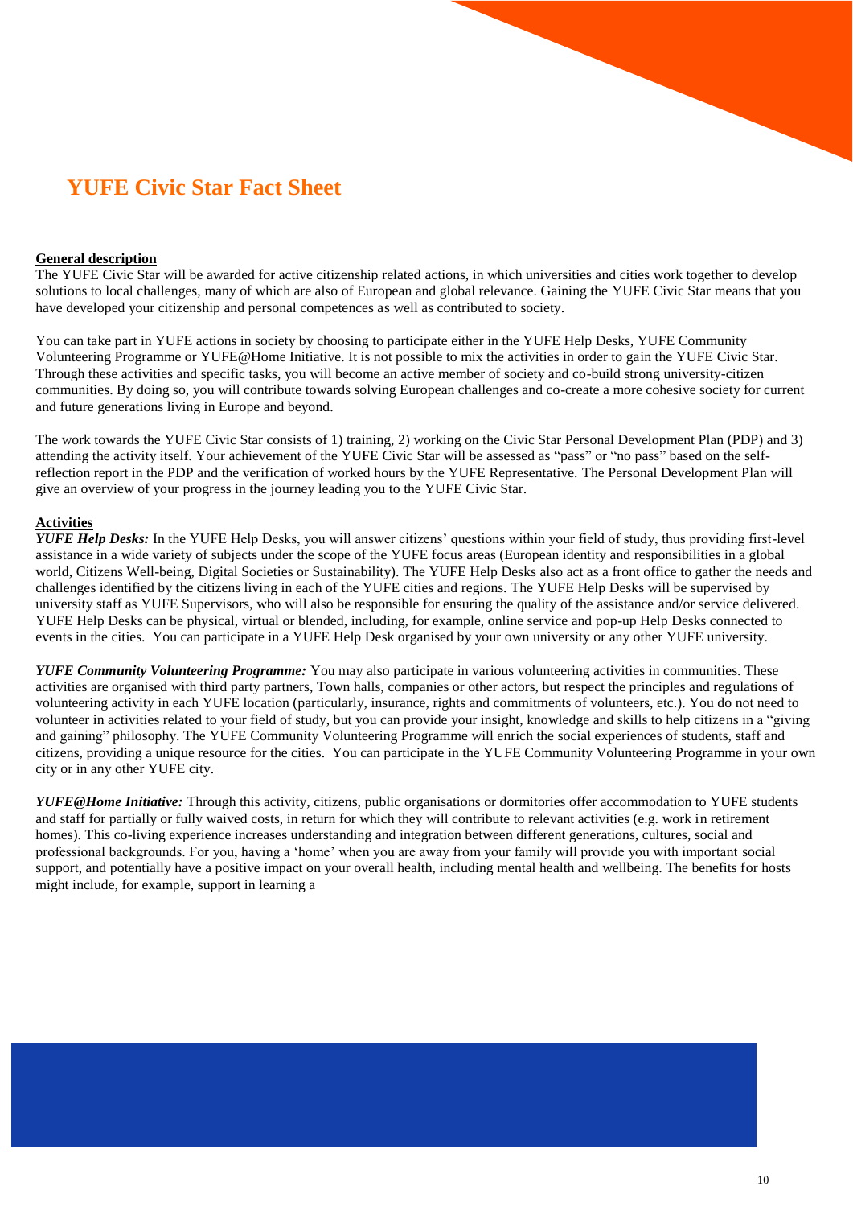# YUFE Civic Star Fact Sheet

**General description**

The YUFE Civic Star will be awarded for active citizenship related actions, in which universities and cities work together to develop solutions to local challenges, many of which are also of European and global relevance. Gaining the YUFE Civic Star means that you have developed your citizenship and personal competences as well as contributed to society.

You can take part in YUFE actions in society by choosing to participate either in the YUFE Help Desks, YUFE Community Volunteering Programme or YUFE@Home Initiative. It is not possible to mix the activities in order to gain the YUFE Civic Star. Through these activities and specific tasks, you will become an active member of society and co-build strong university-citizen communities. By doing so, you will contribute towards solving European challenges and co-create a more cohesive society for current and future generations living in Europe and beyond.

The work towards the YUFE Civic Star consists of 1) training, 2) working on the Civic Star Personal Development Plan (PDP) and 3) attending the activity itself. Your achievement of the YUFE Civic Star will be assessed as "pass" or "no pass" based on the self-reflection report in the PDP and the verification of worked hours by the YUFE Representative. The Personal Development Plan will give an overview of your progress in the journey leading you to the YUFE Civic Star.

**Activities**

***YUFE Help Desks:*** In the YUFE Help Desks, you will answer citizens' questions within your field of study, thus providing first-level assistance in a wide variety of subjects under the scope of the YUFE focus areas (European identity and responsibilities in a global world, Citizens Well-being, Digital Societies or Sustainability). The YUFE Help Desks also act as a front office to gather the needs and challenges identified by the citizens living in each of the YUFE cities and regions. The YUFE Help Desks will be supervised by university staff as YUFE Supervisors, who will also be responsible for ensuring the quality of the assistance and/or service delivered. YUFE Help Desks can be physical, virtual or blended, including, for example, online service and pop-up Help Desks connected to events in the cities. You can participate in a YUFE Help Desk organised by your own university or any other YUFE university.

***YUFE Community Volunteering Programme:*** You may also participate in various volunteering activities in communities. These activities are organised with third party partners, Town halls, companies or other actors, but respect the principles and regulations of volunteering activity in each YUFE location (particularly, insurance, rights and commitments of volunteers, etc.). You do not need to volunteer in activities related to your field of study, but you can provide your insight, knowledge and skills to help citizens in a "giving and gaining" philosophy. The YUFE Community Volunteering Programme will enrich the social experiences of students, staff and citizens, providing a unique resource for the cities. You can participate in the YUFE Community Volunteering Programme in your own city or in any other YUFE city.

***YUFE@Home Initiative:*** Through this activity, citizens, public organisations or dormitories offer accommodation to YUFE students and staff for partially or fully waived costs, in return for which they will contribute to relevant activities (e.g. work in retirement homes). This co-living experience increases understanding and integration between different generations, cultures, social and professional backgrounds. For you, having a 'home' when you are away from your family will provide you with important social support, and potentially have a positive impact on your overall health, including mental health and wellbeing. The benefits for hosts might include, for example, support in learning a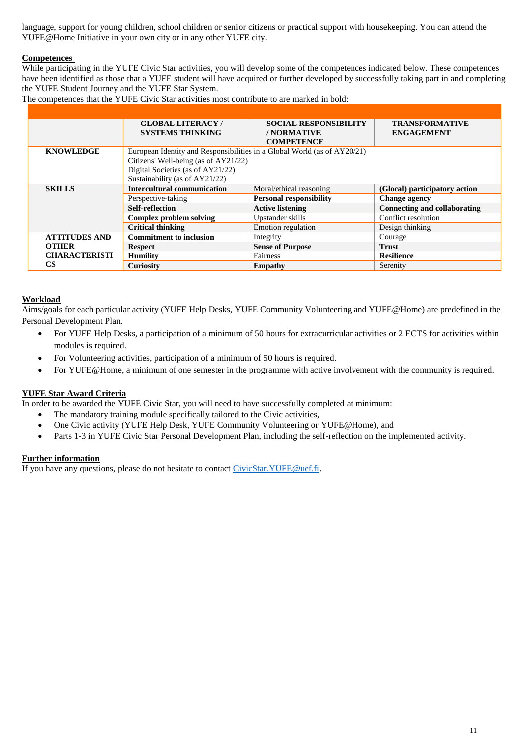language, support for young children, school children or senior citizens or practical support with housekeeping. You can attend the YUFE@Home Initiative in your own city or in any other YUFE city.

**Competences**

While participating in the YUFE Civic Star activities, you will develop some of the competences indicated below. These competences have been identified as those that a YUFE student will have acquired or further developed by successfully taking part in and completing the YUFE Student Journey and the YUFE Star System.

The competences that the YUFE Civic Star activities most contribute to are marked in bold:

| | GLOBAL LITERACY / SYSTEMS THINKING | SOCIAL RESPONSIBILITY / NORMATIVE COMPETENCE | TRANSFORMATIVE ENGAGEMENT |
|---|---|---|---|
| **KNOWLEDGE** | European Identity and Responsibilities in a Global World (as of AY20/21)<br>Citizens' Well-being (as of AY21/22)<br>Digital Societies (as of AY21/22)<br>Sustainability (as of AY21/22) | | |
| **SKILLS** | **Intercultural communication** | Moral/ethical reasoning | **(Glocal) participatory action** |
| | Perspective-taking | **Personal responsibility** | **Change agency** |
| | **Self-reflection** | **Active listening** | **Connecting and collaborating** |
| | **Complex problem solving** | Upstander skills | Conflict resolution |
| | **Critical thinking** | Emotion regulation | Design thinking |
| **ATTITUDES AND OTHER CHARACTERISTICS** | **Commitment to inclusion** | Integrity | Courage |
| | **Respect** | **Sense of Purpose** | **Trust** |
| | **Humility** | Fairness | **Resilience** |
| | **Curiosity** | **Empathy** | Serenity |

**Workload**

Aims/goals for each particular activity (YUFE Help Desks, YUFE Community Volunteering and YUFE@Home) are predefined in the Personal Development Plan.

- For YUFE Help Desks, a participation of a minimum of 50 hours for extracurricular activities or 2 ECTS for activities within modules is required.
- For Volunteering activities, participation of a minimum of 50 hours is required.
- For YUFE@Home, a minimum of one semester in the programme with active involvement with the community is required.

**YUFE Star Award Criteria**

In order to be awarded the YUFE Civic Star, you will need to have successfully completed at minimum:

- The mandatory training module specifically tailored to the Civic activities,
- One Civic activity (YUFE Help Desk, YUFE Community Volunteering or YUFE@Home), and
- Parts 1-3 in YUFE Civic Star Personal Development Plan, including the self-reflection on the implemented activity.

**Further information**

If you have any questions, please do not hesitate to contact CivicStar.YUFE@uef.fi.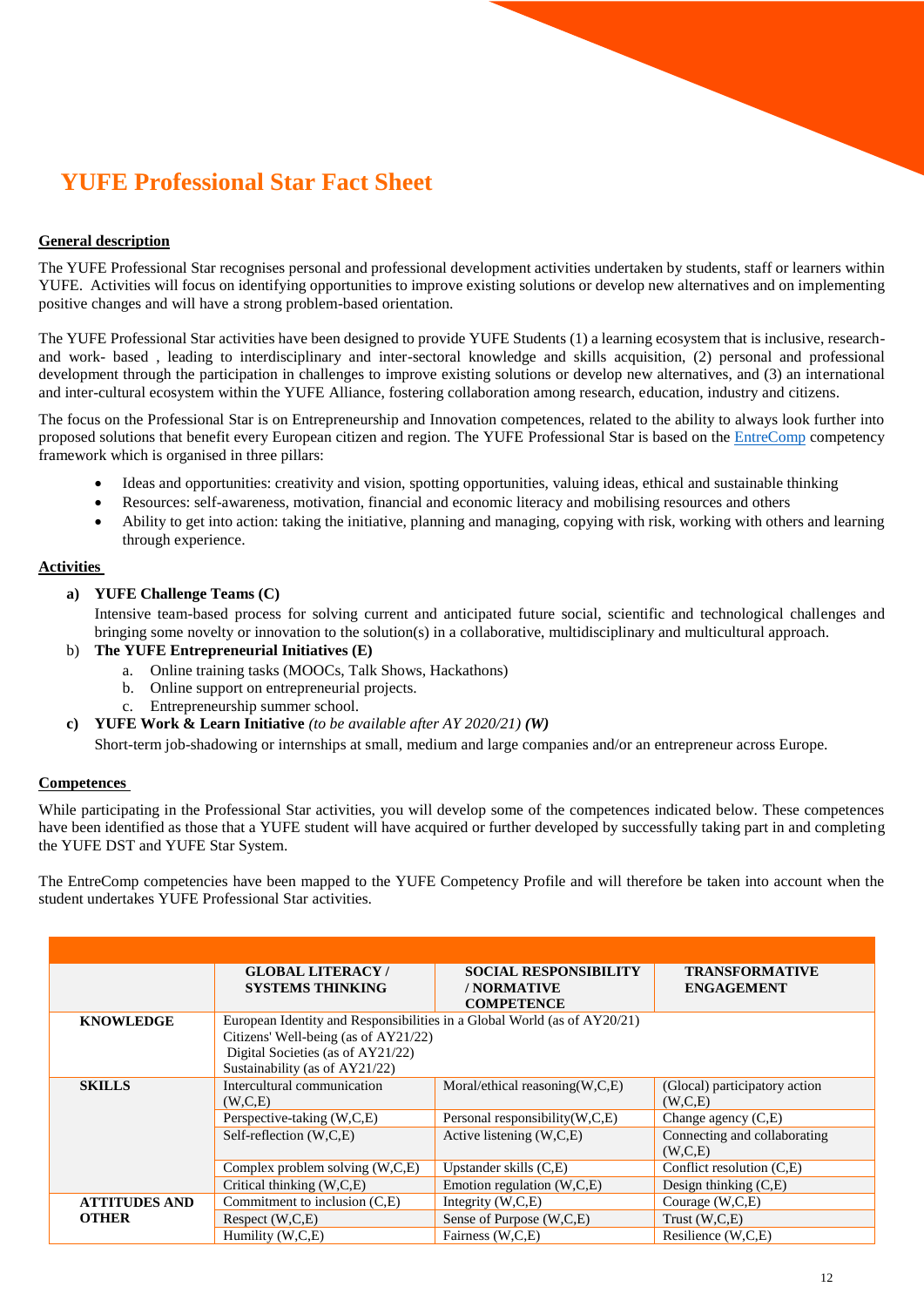# YUFE Professional Star Fact Sheet

**General description**

The YUFE Professional Star recognises personal and professional development activities undertaken by students, staff or learners within YUFE. Activities will focus on identifying opportunities to improve existing solutions or develop new alternatives and on implementing positive changes and will have a strong problem-based orientation.

The YUFE Professional Star activities have been designed to provide YUFE Students (1) a learning ecosystem that is inclusive, research- and work- based , leading to interdisciplinary and inter-sectoral knowledge and skills acquisition, (2) personal and professional development through the participation in challenges to improve existing solutions or develop new alternatives, and (3) an international and inter-cultural ecosystem within the YUFE Alliance, fostering collaboration among research, education, industry and citizens.

The focus on the Professional Star is on Entrepreneurship and Innovation competences, related to the ability to always look further into proposed solutions that benefit every European citizen and region. The YUFE Professional Star is based on the EntreComp competency framework which is organised in three pillars:

- Ideas and opportunities: creativity and vision, spotting opportunities, valuing ideas, ethical and sustainable thinking
- Resources: self-awareness, motivation, financial and economic literacy and mobilising resources and others
- Ability to get into action: taking the initiative, planning and managing, copying with risk, working with others and learning through experience.

**Activities**

a) **YUFE Challenge Teams (C)**

   Intensive team-based process for solving current and anticipated future social, scientific and technological challenges and bringing some novelty or innovation to the solution(s) in a collaborative, multidisciplinary and multicultural approach.

b) **The YUFE Entrepreneurial Initiatives (E)**
   a. Online training tasks (MOOCs, Talk Shows, Hackathons)
   b. Online support on entrepreneurial projects.
   c. Entrepreneurship summer school.

c) **YUFE Work & Learn Initiative** *(to be available after AY 2020/21)* ***(W)***

   Short-term job-shadowing or internships at small, medium and large companies and/or an entrepreneur across Europe.

**Competences**

While participating in the Professional Star activities, you will develop some of the competences indicated below. These competences have been identified as those that a YUFE student will have acquired or further developed by successfully taking part in and completing the YUFE DST and YUFE Star System.

The EntreComp competencies have been mapped to the YUFE Competency Profile and will therefore be taken into account when the student undertakes YUFE Professional Star activities.

| | GLOBAL LITERACY / SYSTEMS THINKING | SOCIAL RESPONSIBILITY / NORMATIVE COMPETENCE | TRANSFORMATIVE ENGAGEMENT |
|---|---|---|---|
| **KNOWLEDGE** | European Identity and Responsibilities in a Global World (as of AY20/21)<br>Citizens' Well-being (as of AY21/22)<br>Digital Societies (as of AY21/22)<br>Sustainability (as of AY21/22) | | |
| **SKILLS** | Intercultural communication (W,C,E) | Moral/ethical reasoning(W,C,E) | (Glocal) participatory action (W,C,E) |
| | Perspective-taking (W,C,E) | Personal responsibility(W,C,E) | Change agency (C,E) |
| | Self-reflection (W,C,E) | Active listening (W,C,E) | Connecting and collaborating (W,C,E) |
| | Complex problem solving (W,C,E) | Upstander skills (C,E) | Conflict resolution (C,E) |
| | Critical thinking (W,C,E) | Emotion regulation (W,C,E) | Design thinking (C,E) |
| **ATTITUDES AND OTHER** | Commitment to inclusion (C,E) | Integrity (W,C,E) | Courage (W,C,E) |
| | Respect (W,C,E) | Sense of Purpose (W,C,E) | Trust (W,C,E) |
| | Humility (W,C,E) | Fairness (W,C,E) | Resilience (W,C,E) |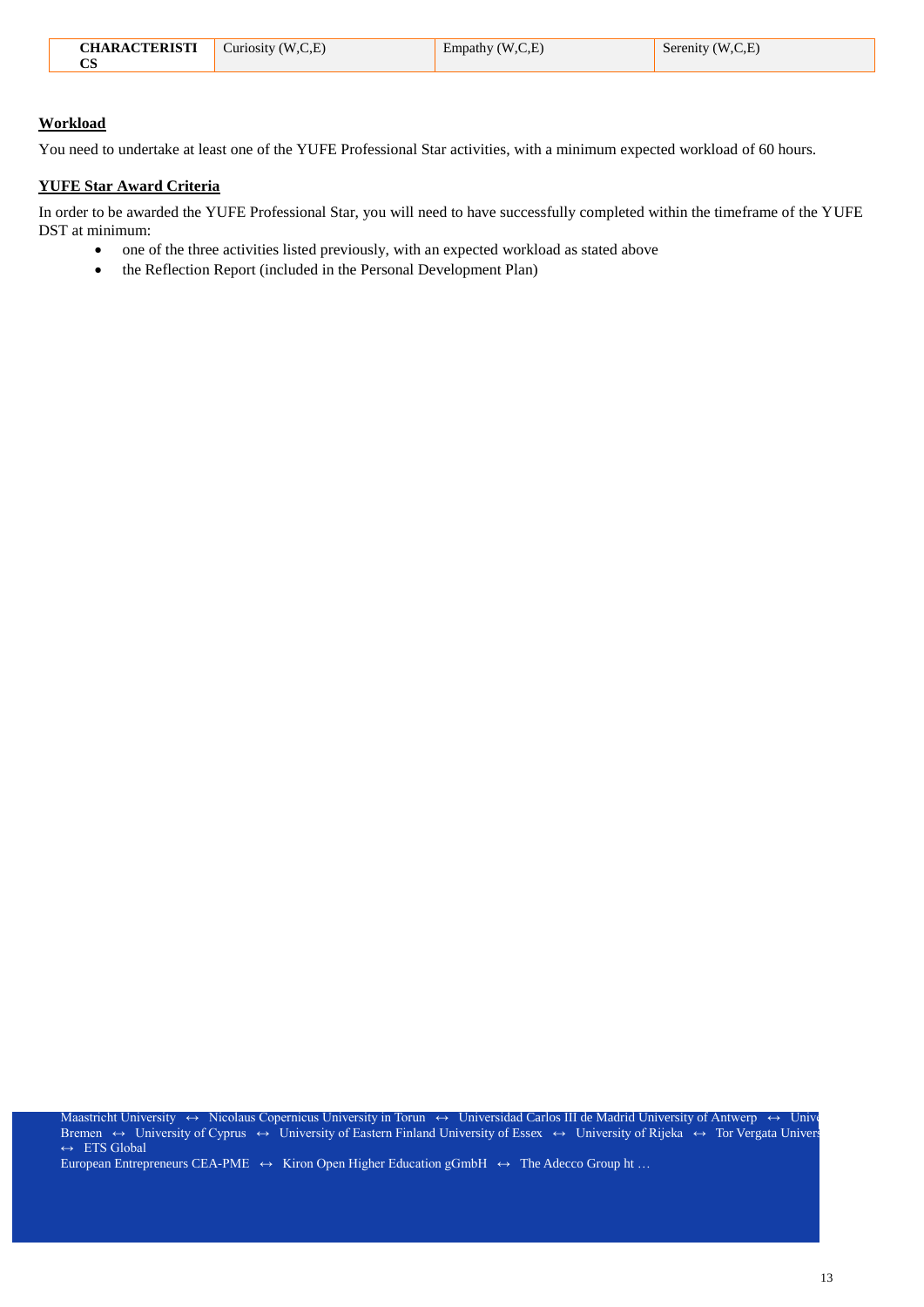| | | | |
|---|---|---|---|
| **CHARACTERISTICS** | Curiosity (W,C,E) | Empathy (W,C,E) | Serenity (W,C,E) |

**Workload**

You need to undertake at least one of the YUFE Professional Star activities, with a minimum expected workload of 60 hours.

**YUFE Star Award Criteria**

In order to be awarded the YUFE Professional Star, you will need to have successfully completed within the timeframe of the YUFE DST at minimum:

- one of the three activities listed previously, with an expected workload as stated above
- the Reflection Report (included in the Personal Development Plan)